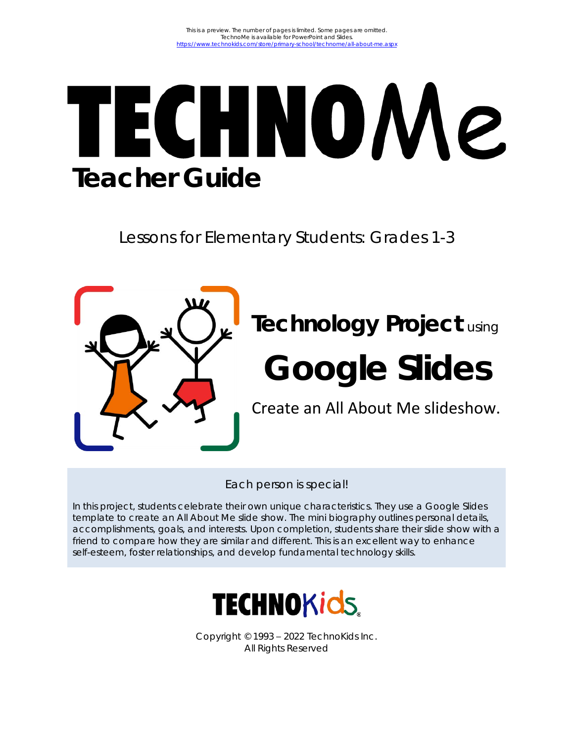This is a preview. The number of pages is limited. Some pages are omitted.
TechnoMe is available for PowerPoint and Slides.
https://www.technokids.com/store/primary-school/technome/all-about-me.aspx

# TECHNOMe

## Teacher Guide

Lessons for Elementary Students: Grades 1-3

**Technology Project** using

# Google Slides

Create an All About Me slideshow.

Each person is special!

In this project, students celebrate their own unique characteristics. They use a Google Slides template to create an All About Me slide show. The mini biography outlines personal details, accomplishments, goals, and interests. Upon completion, students share their slide show with a friend to compare how they are similar and different. This is an excellent way to enhance self-esteem, foster relationships, and develop fundamental technology skills.

TECHNOKids®

Copyright © 1993 – 2022 TechnoKids Inc.
All Rights Reserved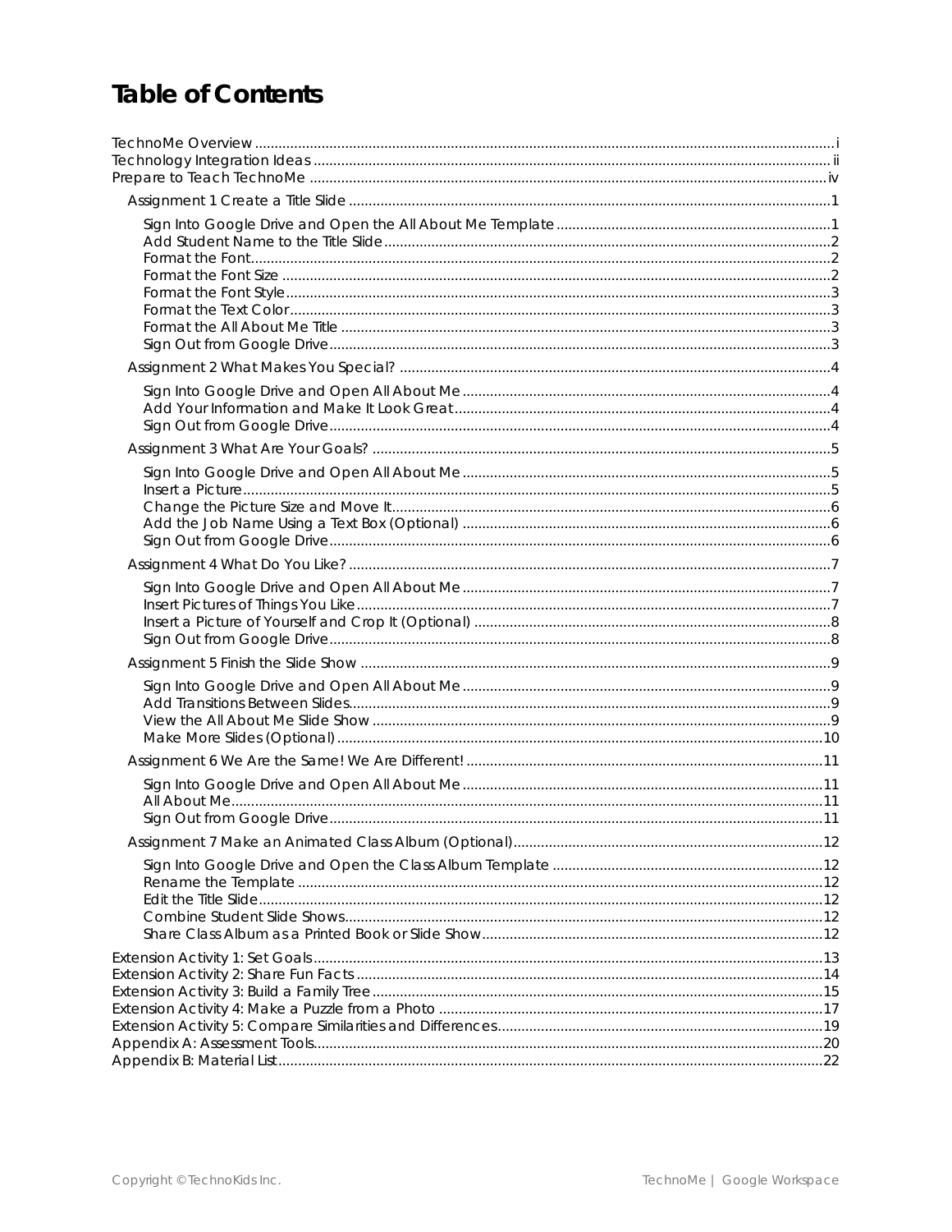# Table of Contents

- TechnoMe Overview ..... i
- Technology Integration Ideas ..... ii
- Prepare to Teach TechnoMe ..... iv
  - Assignment 1 Create a Title Slide ..... 1
    - Sign Into Google Drive and Open the All About Me Template ..... 1
    - Add Student Name to the Title Slide ..... 2
    - Format the Font ..... 2
    - Format the Font Size ..... 2
    - Format the Font Style ..... 3
    - Format the Text Color ..... 3
    - Format the All About Me Title ..... 3
    - Sign Out from Google Drive ..... 3
  - Assignment 2 What Makes You Special? ..... 4
    - Sign Into Google Drive and Open All About Me ..... 4
    - Add Your Information and Make It Look Great ..... 4
    - Sign Out from Google Drive ..... 4
  - Assignment 3 What Are Your Goals? ..... 5
    - Sign Into Google Drive and Open All About Me ..... 5
    - Insert a Picture ..... 5
    - Change the Picture Size and Move It ..... 6
    - Add the Job Name Using a Text Box (Optional) ..... 6
    - Sign Out from Google Drive ..... 6
  - Assignment 4 What Do You Like? ..... 7
    - Sign Into Google Drive and Open All About Me ..... 7
    - Insert Pictures of Things You Like ..... 7
    - Insert a Picture of Yourself and Crop It (Optional) ..... 8
    - Sign Out from Google Drive ..... 8
  - Assignment 5 Finish the Slide Show ..... 9
    - Sign Into Google Drive and Open All About Me ..... 9
    - Add Transitions Between Slides ..... 9
    - View the All About Me Slide Show ..... 9
    - Make More Slides (Optional) ..... 10
  - Assignment 6 We Are the Same! We Are Different! ..... 11
    - Sign Into Google Drive and Open All About Me ..... 11
    - All About Me ..... 11
    - Sign Out from Google Drive ..... 11
  - Assignment 7 Make an Animated Class Album (Optional) ..... 12
    - Sign Into Google Drive and Open the Class Album Template ..... 12
    - Rename the Template ..... 12
    - Edit the Title Slide ..... 12
    - Combine Student Slide Shows ..... 12
    - Share Class Album as a Printed Book or Slide Show ..... 12
- Extension Activity 1: Set Goals ..... 13
- Extension Activity 2: Share Fun Facts ..... 14
- Extension Activity 3: Build a Family Tree ..... 15
- Extension Activity 4: Make a Puzzle from a Photo ..... 17
- Extension Activity 5: Compare Similarities and Differences ..... 19
- Appendix A: Assessment Tools ..... 20
- Appendix B: Material List ..... 22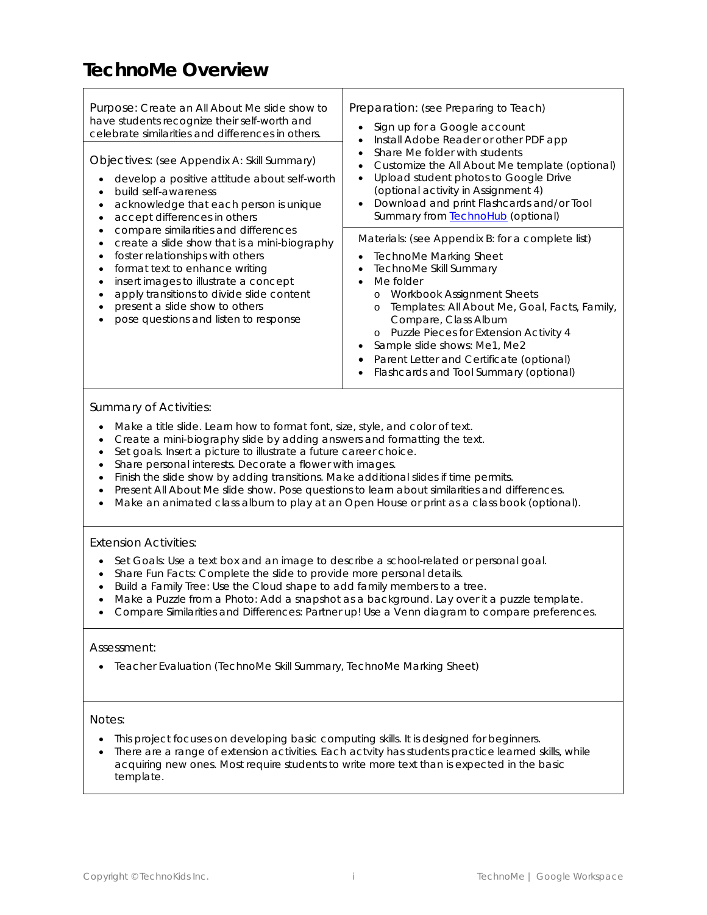# TechnoMe Overview

Purpose: Create an All About Me slide show to have students recognize their self-worth and celebrate similarities and differences in others.

Objectives: (see Appendix A: Skill Summary)

- develop a positive attitude about self-worth
- build self-awareness
- acknowledge that each person is unique
- accept differences in others
- compare similarities and differences
- create a slide show that is a mini-biography
- foster relationships with others
- format text to enhance writing
- insert images to illustrate a concept
- apply transitions to divide slide content
- present a slide show to others
- pose questions and listen to response

Preparation: (see Preparing to Teach)

- Sign up for a Google account
- Install Adobe Reader or other PDF app
- Share Me folder with students
- Customize the All About Me template (optional)
- Upload student photos to Google Drive (optional activity in Assignment 4)
- Download and print Flashcards and/or Tool Summary from TechnoHub (optional)

Materials: (see Appendix B: for a complete list)

- TechnoMe Marking Sheet
- TechnoMe Skill Summary
- Me folder
  - Workbook Assignment Sheets
  - Templates: All About Me, Goal, Facts, Family, Compare, Class Album
  - Puzzle Pieces for Extension Activity 4
- Sample slide shows: Me1, Me2
- Parent Letter and Certificate (optional)
- Flashcards and Tool Summary (optional)

Summary of Activities:

- Make a title slide. Learn how to format font, size, style, and color of text.
- Create a mini-biography slide by adding answers and formatting the text.
- Set goals. Insert a picture to illustrate a future career choice.
- Share personal interests. Decorate a flower with images.
- Finish the slide show by adding transitions. Make additional slides if time permits.
- Present All About Me slide show. Pose questions to learn about similarities and differences.
- Make an animated class album to play at an Open House or print as a class book (optional).

Extension Activities:

- Set Goals: Use a text box and an image to describe a school-related or personal goal.
- Share Fun Facts: Complete the slide to provide more personal details.
- Build a Family Tree: Use the Cloud shape to add family members to a tree.
- Make a Puzzle from a Photo: Add a snapshot as a background. Lay over it a puzzle template.
- Compare Similarities and Differences: Partner up! Use a Venn diagram to compare preferences.

Assessment:

- Teacher Evaluation (TechnoMe Skill Summary, TechnoMe Marking Sheet)

Notes:

- This project focuses on developing basic computing skills. It is designed for beginners.
- There are a range of extension activities. Each actvity has students practice learned skills, while acquiring new ones. Most require students to write more text than is expected in the basic template.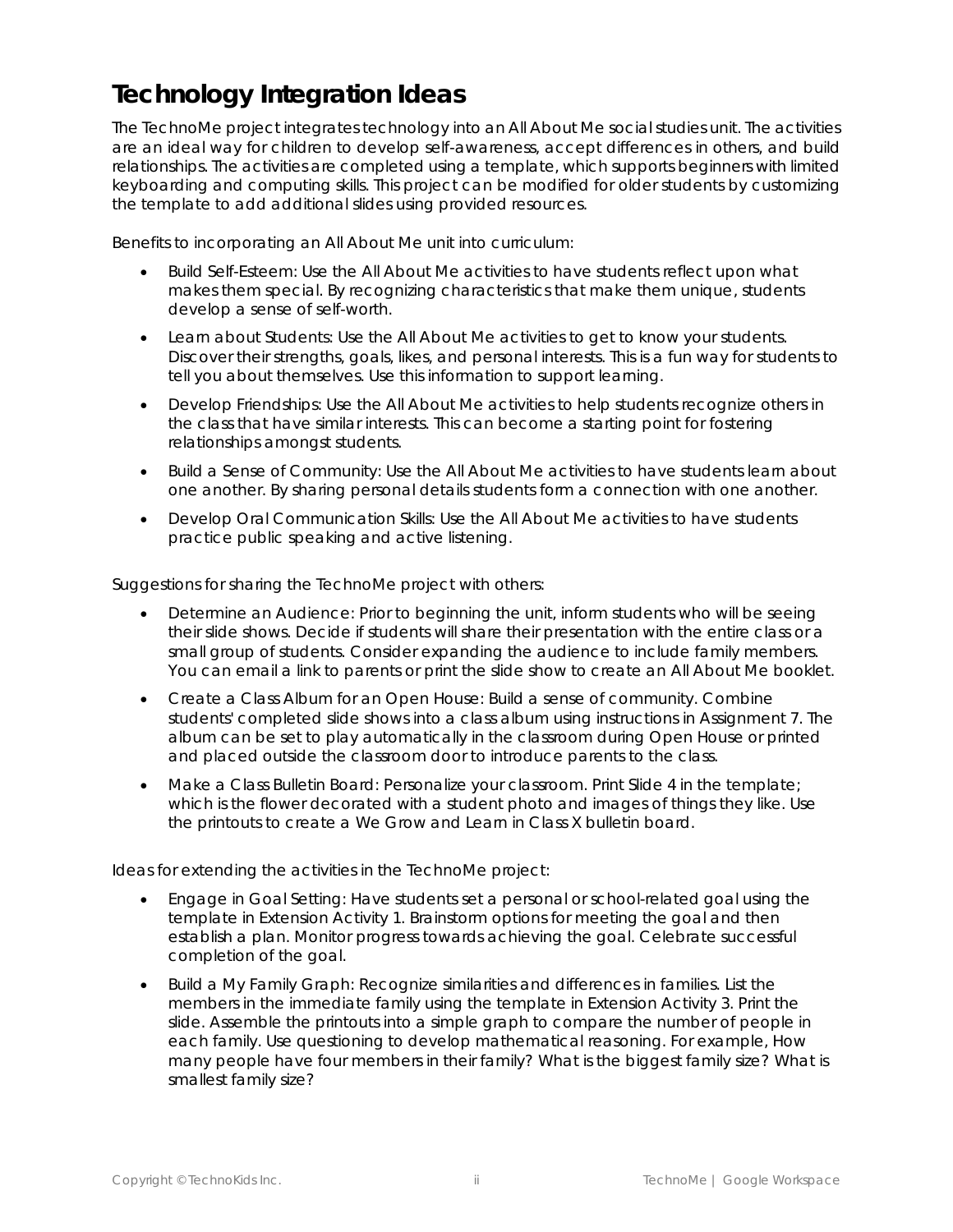# Technology Integration Ideas

The TechnoMe project integrates technology into an All About Me social studies unit. The activities are an ideal way for children to develop self-awareness, accept differences in others, and build relationships. The activities are completed using a template, which supports beginners with limited keyboarding and computing skills. This project can be modified for older students by customizing the template to add additional slides using provided resources.

Benefits to incorporating an All About Me unit into curriculum:

- Build Self-Esteem: Use the All About Me activities to have students reflect upon what makes them special. By recognizing characteristics that make them unique, students develop a sense of self-worth.
- Learn about Students: Use the All About Me activities to get to know your students. Discover their strengths, goals, likes, and personal interests. This is a fun way for students to tell you about themselves. Use this information to support learning.
- Develop Friendships: Use the All About Me activities to help students recognize others in the class that have similar interests. This can become a starting point for fostering relationships amongst students.
- Build a Sense of Community: Use the All About Me activities to have students learn about one another. By sharing personal details students form a connection with one another.
- Develop Oral Communication Skills: Use the All About Me activities to have students practice public speaking and active listening.

Suggestions for sharing the TechnoMe project with others:

- Determine an Audience: Prior to beginning the unit, inform students who will be seeing their slide shows. Decide if students will share their presentation with the entire class or a small group of students. Consider expanding the audience to include family members. You can email a link to parents or print the slide show to create an All About Me booklet.
- Create a Class Album for an Open House: Build a sense of community. Combine students' completed slide shows into a class album using instructions in Assignment 7. The album can be set to play automatically in the classroom during Open House or printed and placed outside the classroom door to introduce parents to the class.
- Make a Class Bulletin Board: Personalize your classroom. Print Slide 4 in the template; which is the flower decorated with a student photo and images of things they like. Use the printouts to create a We Grow and Learn in Class X bulletin board.

Ideas for extending the activities in the TechnoMe project:

- Engage in Goal Setting: Have students set a personal or school-related goal using the template in Extension Activity 1. Brainstorm options for meeting the goal and then establish a plan. Monitor progress towards achieving the goal. Celebrate successful completion of the goal.
- Build a My Family Graph: Recognize similarities and differences in families. List the members in the immediate family using the template in Extension Activity 3. Print the slide. Assemble the printouts into a simple graph to compare the number of people in each family. Use questioning to develop mathematical reasoning. For example, How many people have four members in their family? What is the biggest family size? What is smallest family size?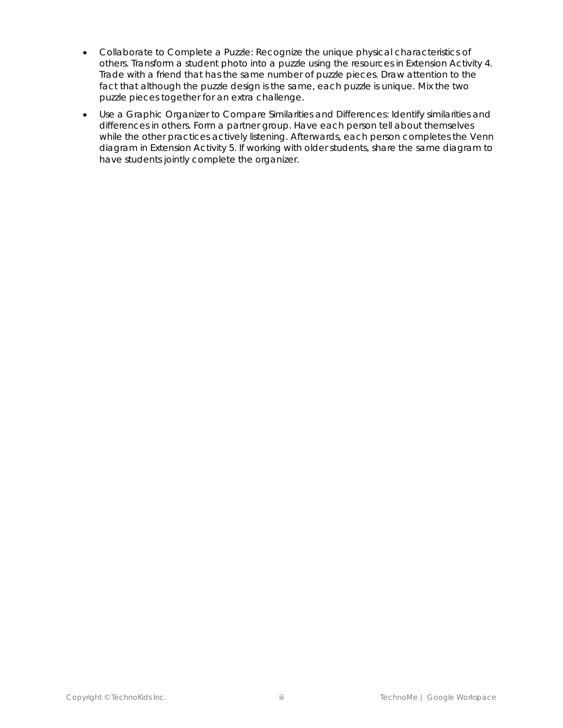- Collaborate to Complete a Puzzle: Recognize the unique physical characteristics of others. Transform a student photo into a puzzle using the resources in Extension Activity 4. Trade with a friend that has the same number of puzzle pieces. Draw attention to the fact that although the puzzle design is the same, each puzzle is unique. Mix the two puzzle pieces together for an extra challenge.
- Use a Graphic Organizer to Compare Similarities and Differences: Identify similarities and differences in others. Form a partner group. Have each person tell about themselves while the other practices actively listening. Afterwards, each person completes the Venn diagram in Extension Activity 5. If working with older students, share the same diagram to have students jointly complete the organizer.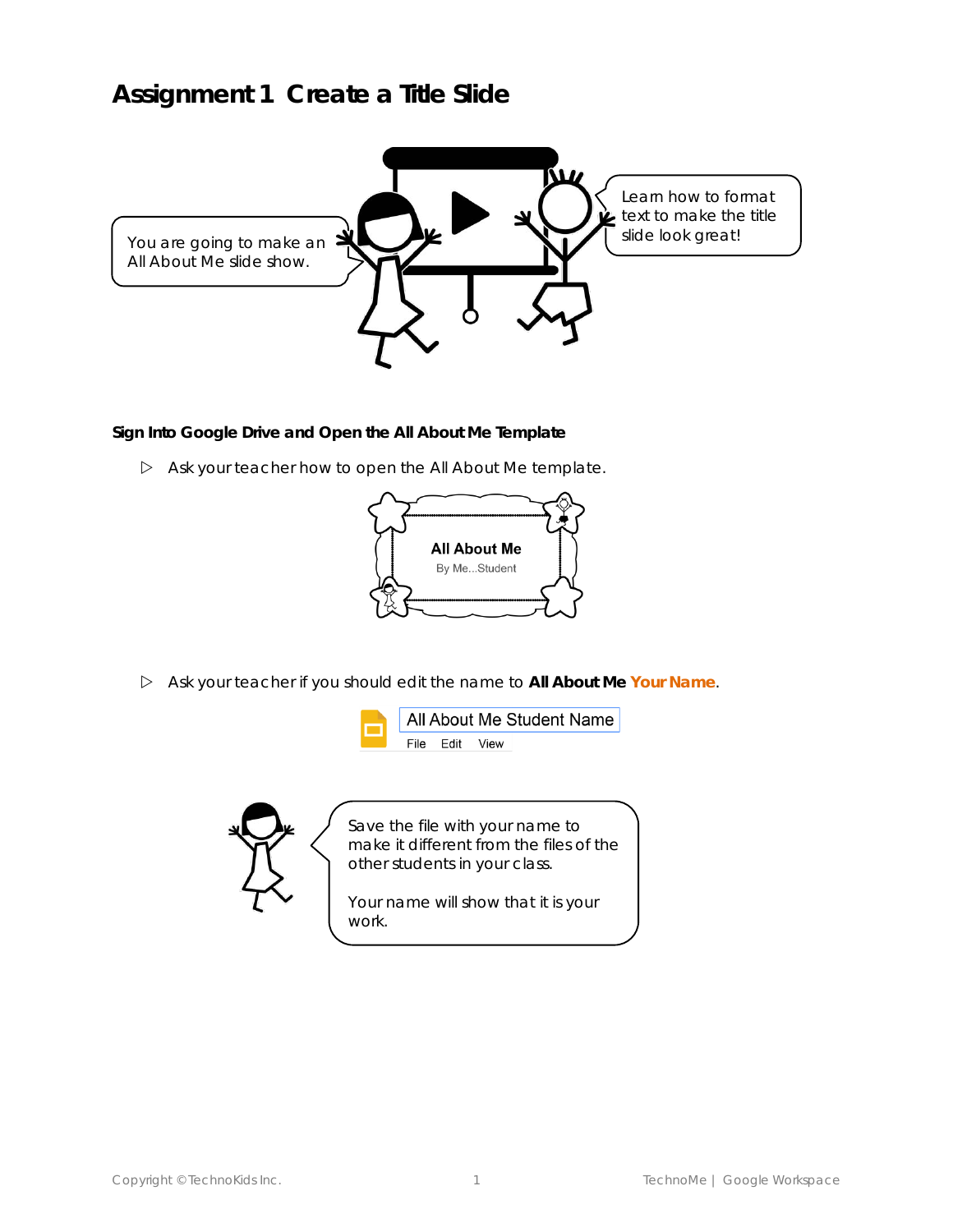# Assignment 1 Create a Title Slide

You are going to make an All About Me slide show.

Learn how to format text to make the title slide look great!

**Sign Into Google Drive and Open the All About Me Template**

- Ask your teacher how to open the All About Me template.

All About Me
By Me...Student

- Ask your teacher if you should edit the name to **All About Me Your Name**.

All About Me Student Name
File Edit View

Save the file with your name to make it different from the files of the other students in your class.

Your name will show that it is your work.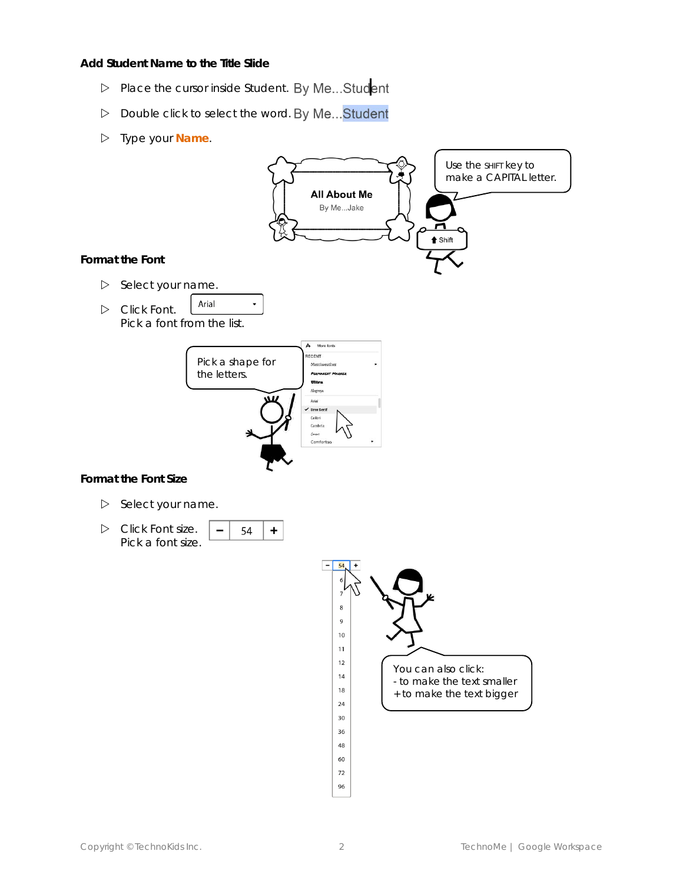### Add Student Name to the Title Slide

- Place the cursor inside Student. By Me...Student
- Double click to select the word. By Me...Student
- Type your **Name**.

Use the SHIFT key to make a CAPITAL letter.

### Format the Font

- Select your name.
- Click Font. Arial
  Pick a font from the list.

Pick a shape for the letters.

### Format the Font Size

- Select your name.
- Click Font size. − 54 +
  Pick a font size.

You can also click:
- to make the text smaller
+ to make the text bigger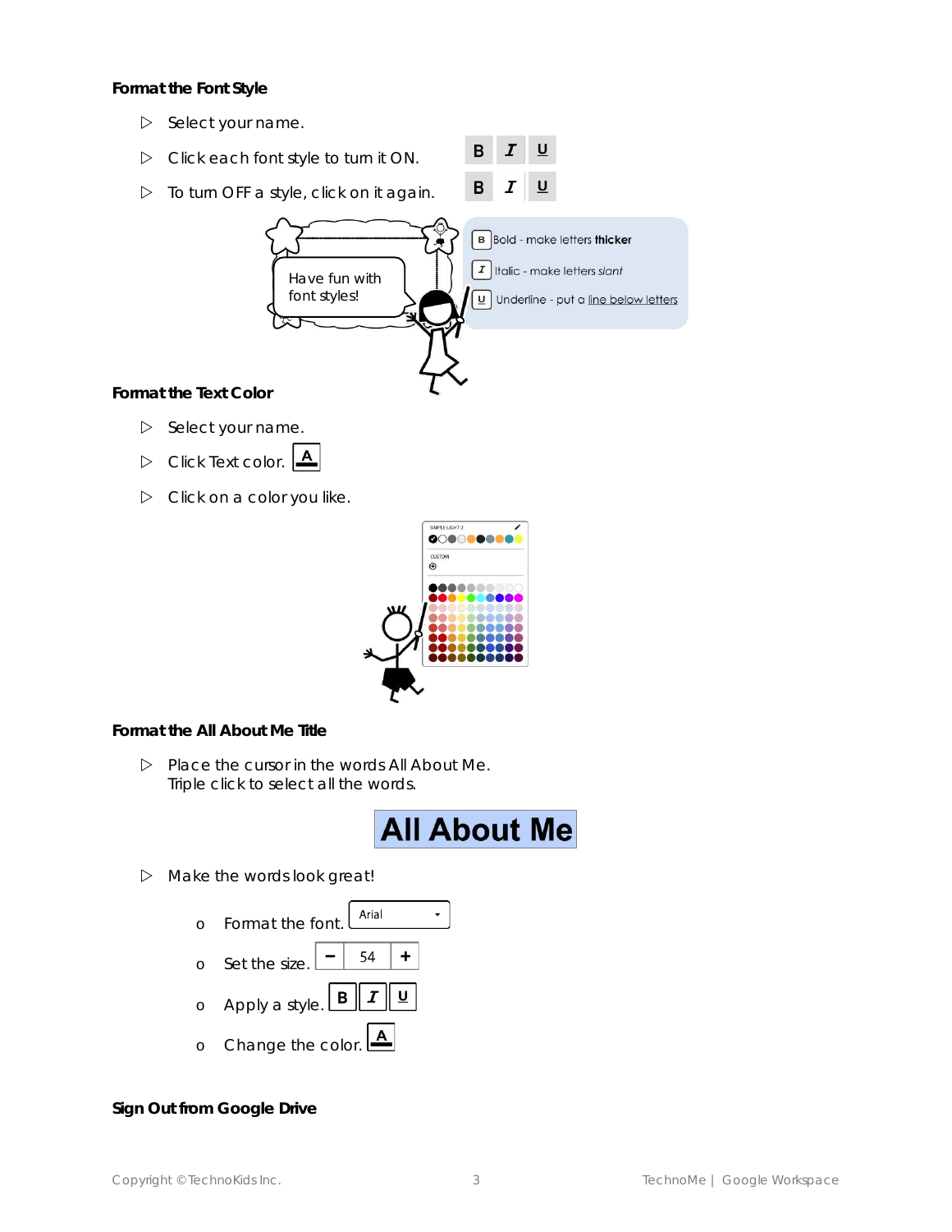### Format the Font Style

- ▷ Select your name.
- ▷ Click each font style to turn it ON.
- ▷ To turn OFF a style, click on it again.

Have fun with font styles!

B Bold - make letters **thicker**

I Italic - make letters *slant*

U Underline - put a line below letters

### Format the Text Color

- ▷ Select your name.
- ▷ Click Text color.
- ▷ Click on a color you like.

### Format the All About Me Title

- ▷ Place the cursor in the words All About Me. Triple click to select all the words.

**All About Me**

- ▷ Make the words look great!
  - o Format the font.
  - o Set the size.
  - o Apply a style.
  - o Change the color.

### Sign Out from Google Drive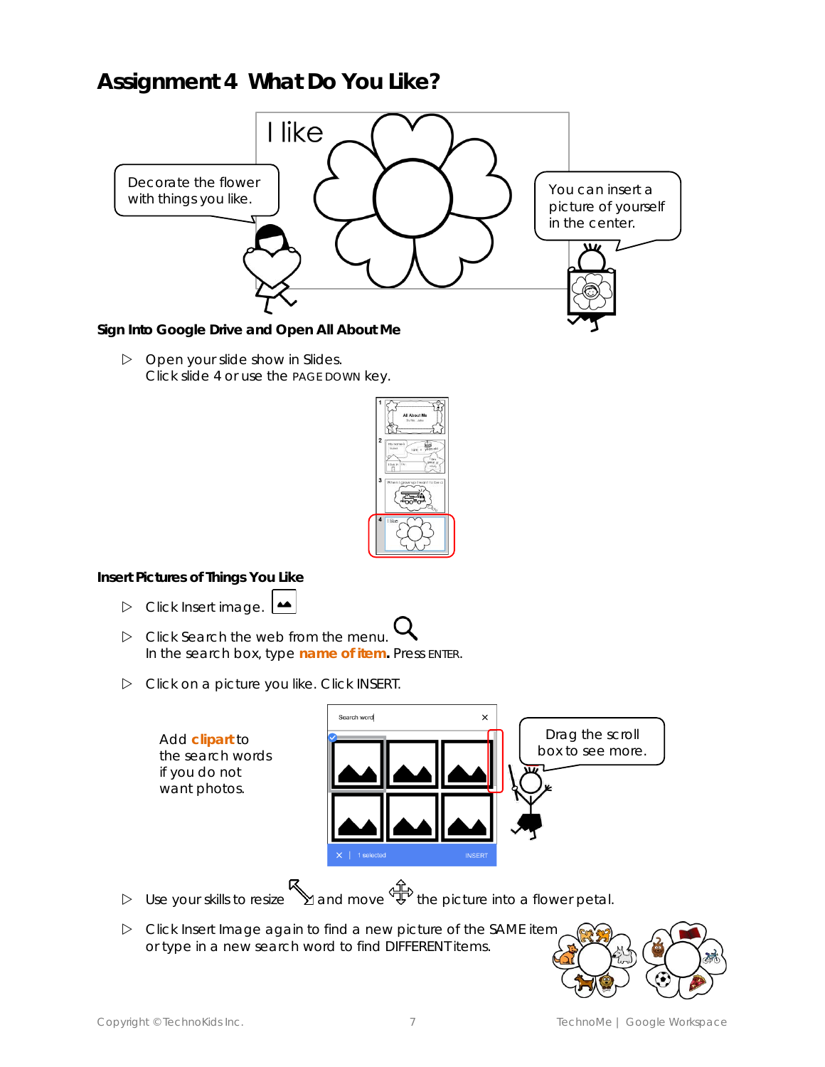# Assignment 4 What Do You Like?

I like

Decorate the flower with things you like.

You can insert a picture of yourself in the center.

### Sign Into Google Drive and Open All About Me

- ▷ Open your slide show in Slides.
  Click slide 4 or use the PAGE DOWN key.

### Insert Pictures of Things You Like

- ▷ Click Insert image.
- ▷ Click Search the web from the menu.
  In the search box, type **name of item.** Press ENTER.
- ▷ Click on a picture you like. Click INSERT.

Add **clipart** to the search words if you do not want photos.

Drag the scroll box to see more.

- ▷ Use your skills to resize and move the picture into a flower petal.
- ▷ Click Insert Image again to find a new picture of the SAME item or type in a new search word to find DIFFERENT items.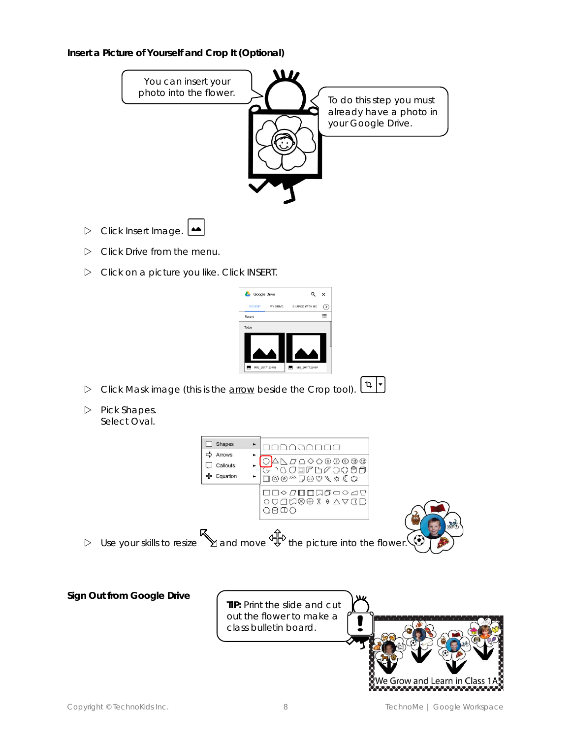### Insert a Picture of Yourself and Crop It (Optional)

You can insert your photo into the flower.

To do this step you must already have a photo in your Google Drive.

- ▷ Click Insert Image.
- ▷ Click Drive from the menu.
- ▷ Click on a picture you like. Click INSERT.
- ▷ Click Mask image (this is the arrow beside the Crop tool).
- ▷ Pick Shapes.
  Select Oval.
- ▷ Use your skills to resize and move the picture into the flower.

### Sign Out from Google Drive

**TIP:** Print the slide and cut out the flower to make a class bulletin board.

We Grow and Learn in Class 1A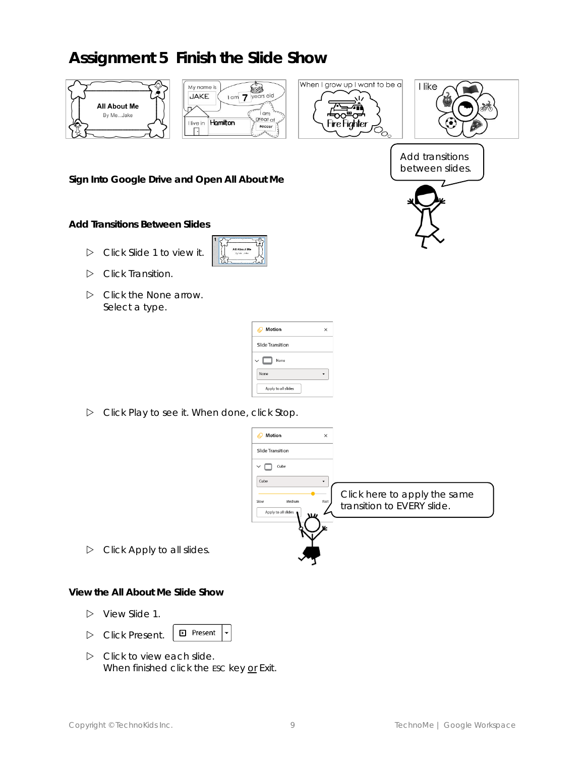# Assignment 5 Finish the Slide Show

Add transitions between slides.

### Sign Into Google Drive and Open All About Me

### Add Transitions Between Slides

- ▷ Click Slide 1 to view it.
- ▷ Click Transition.
- ▷ Click the None arrow.  
  Select a type.
- ▷ Click Play to see it. When done, click Stop.

Click here to apply the same transition to EVERY slide.

- ▷ Click Apply to all slides.

### View the All About Me Slide Show

- ▷ View Slide 1.
- ▷ Click Present.
- ▷ Click to view each slide.  
  When finished click the ESC key or Exit.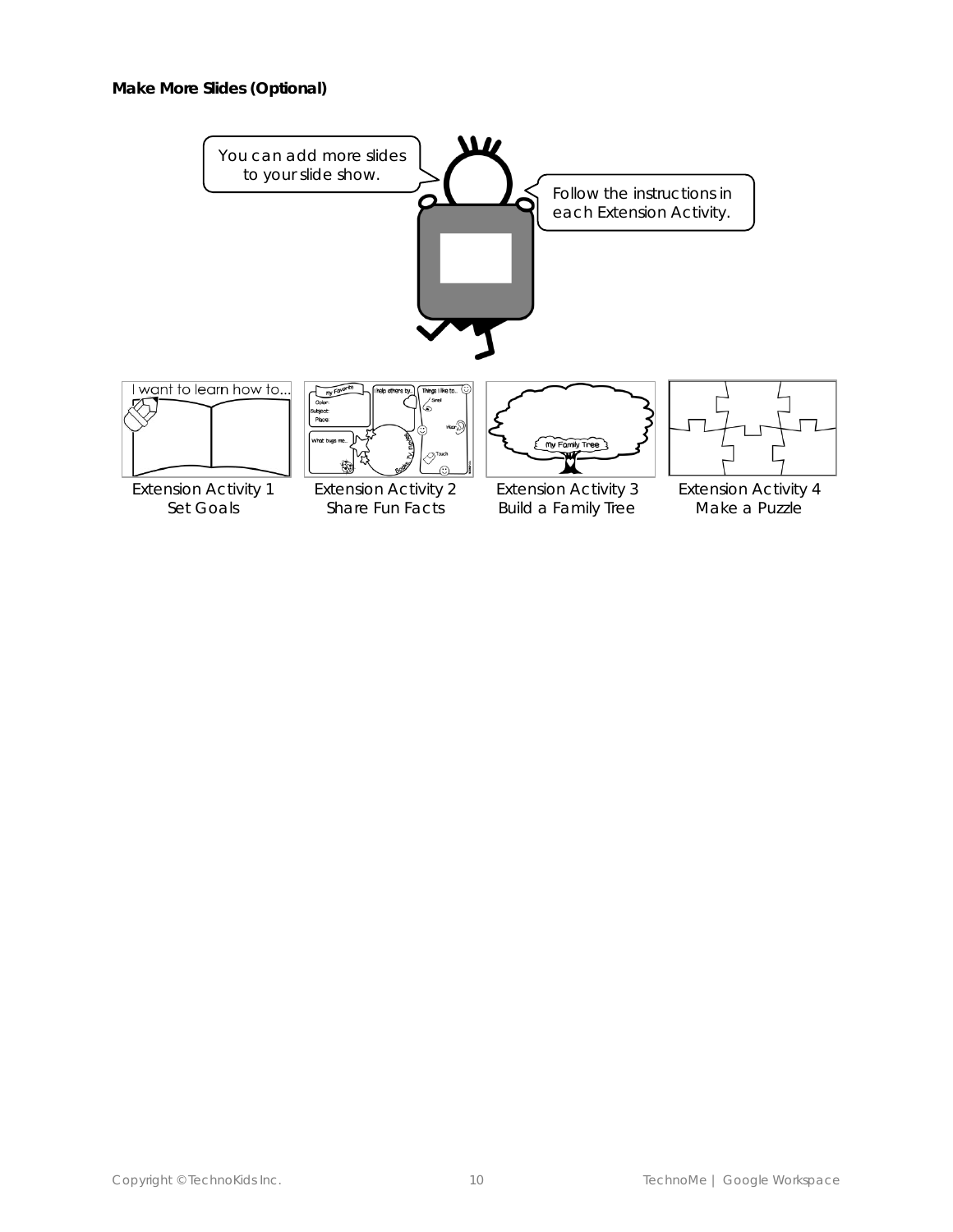**Make More Slides (Optional)**

You can add more slides to your slide show.

Follow the instructions in each Extension Activity.

Extension Activity 1
Set Goals

Extension Activity 2
Share Fun Facts

Extension Activity 3
Build a Family Tree

Extension Activity 4
Make a Puzzle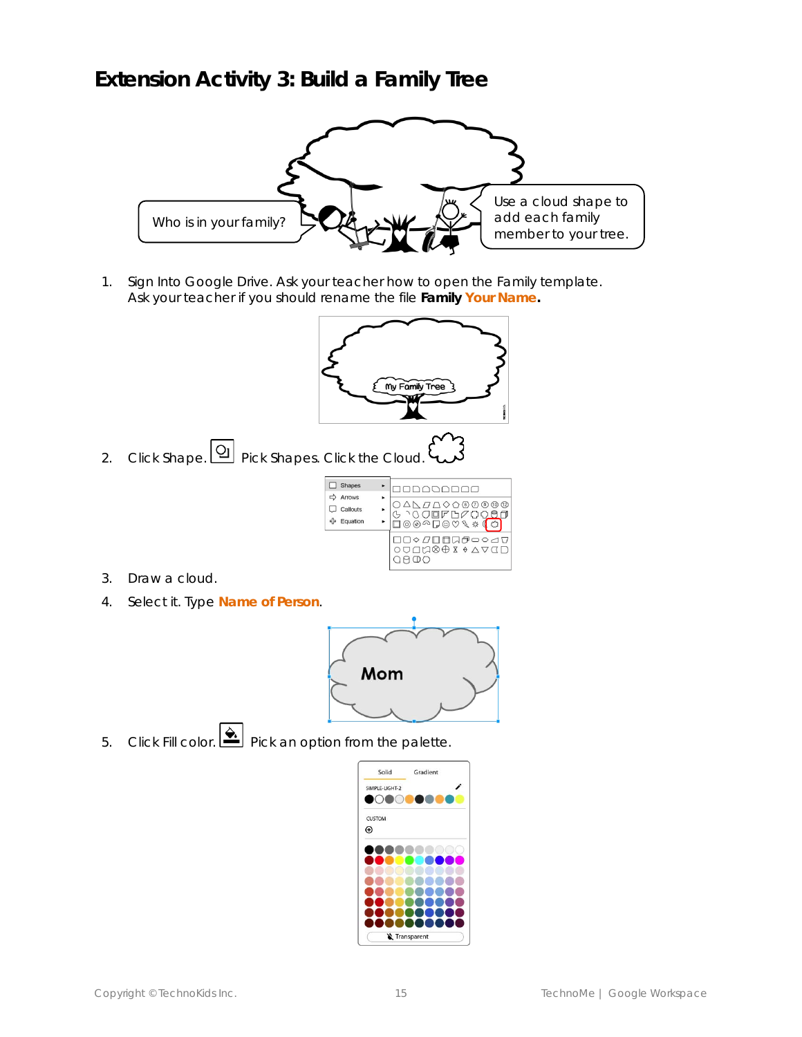# Extension Activity 3: Build a Family Tree

Who is in your family?

Use a cloud shape to add each family member to your tree.

1. Sign Into Google Drive. Ask your teacher how to open the Family template. Ask your teacher if you should rename the file **Family Your Name.**
2. Click Shape. Pick Shapes. Click the Cloud.
3. Draw a cloud.
4. Select it. Type **Name of Person**.
5. Click Fill color. Pick an option from the palette.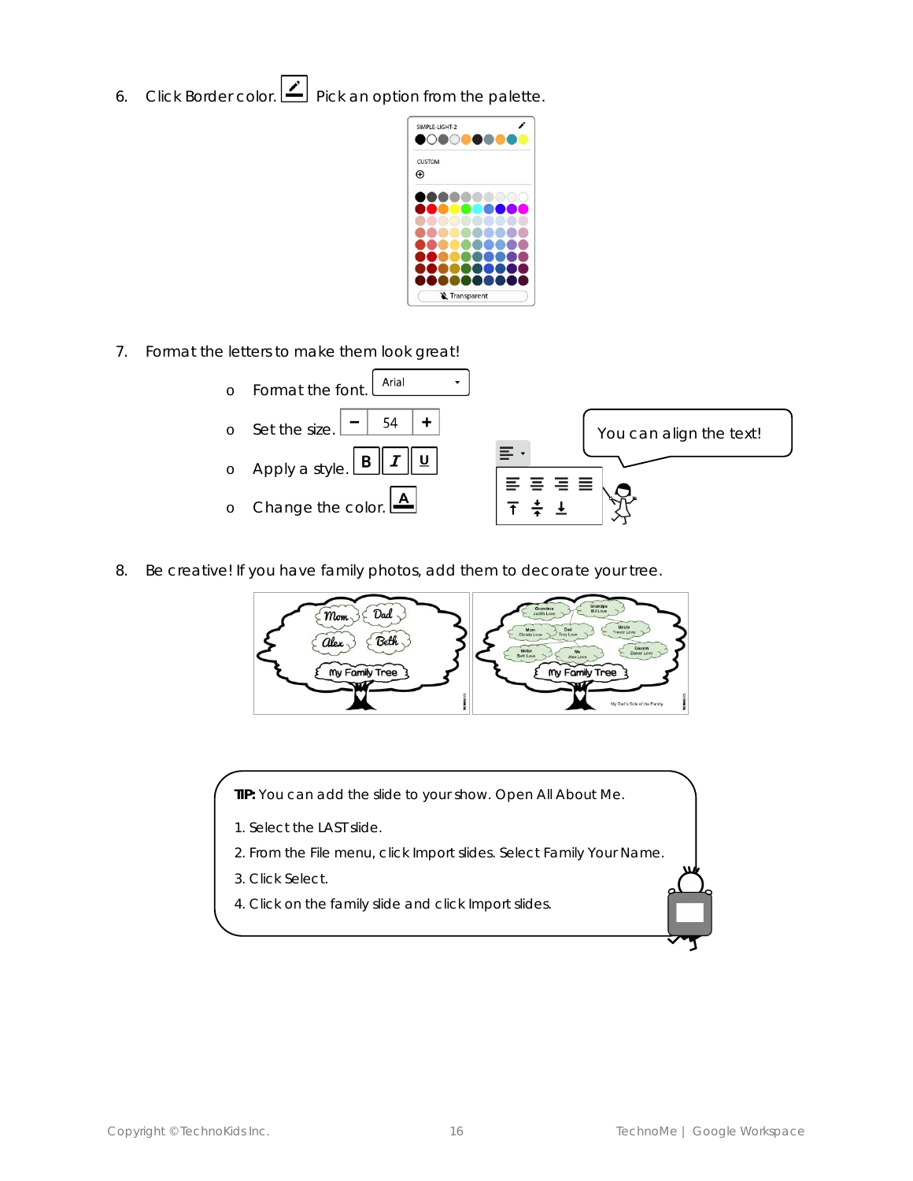6. Click Border color. Pick an option from the palette.

7. Format the letters to make them look great!

   - Format the font.
   - Set the size.
   - Apply a style.
   - Change the color.

   You can align the text!

8. Be creative! If you have family photos, add them to decorate your tree.

**TIP:** You can add the slide to your show. Open All About Me.

1. Select the LAST slide.
2. From the File menu, click Import slides. Select Family Your Name.
3. Click Select.
4. Click on the family slide and click Import slides.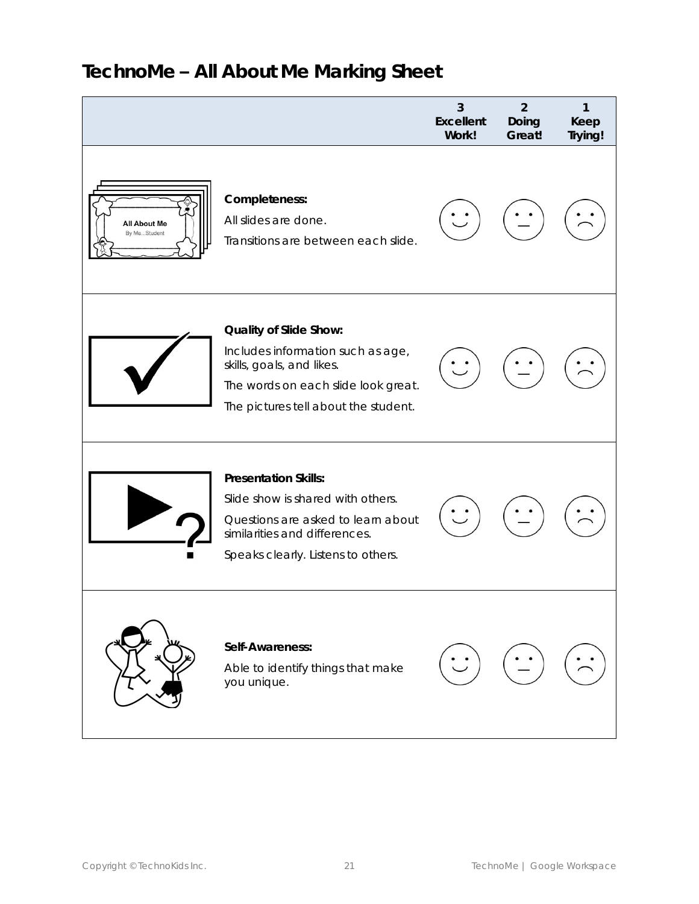# TechnoMe – All About Me Marking Sheet

| | | 3 Excellent Work! | 2 Doing Great! | 1 Keep Trying! |
|---|---|---|---|---|
| | **Completeness:** All slides are done. Transitions are between each slide. | | | |
| | **Quality of Slide Show:** Includes information such as age, skills, goals, and likes. The words on each slide look great. The pictures tell about the student. | | | |
| | **Presentation Skills:** Slide show is shared with others. Questions are asked to learn about similarities and differences. Speaks clearly. Listens to others. | | | |
| | **Self-Awareness:** Able to identify things that make you unique. | | | |

Copyright © TechnoKids Inc.

TechnoMe | Google Workspace